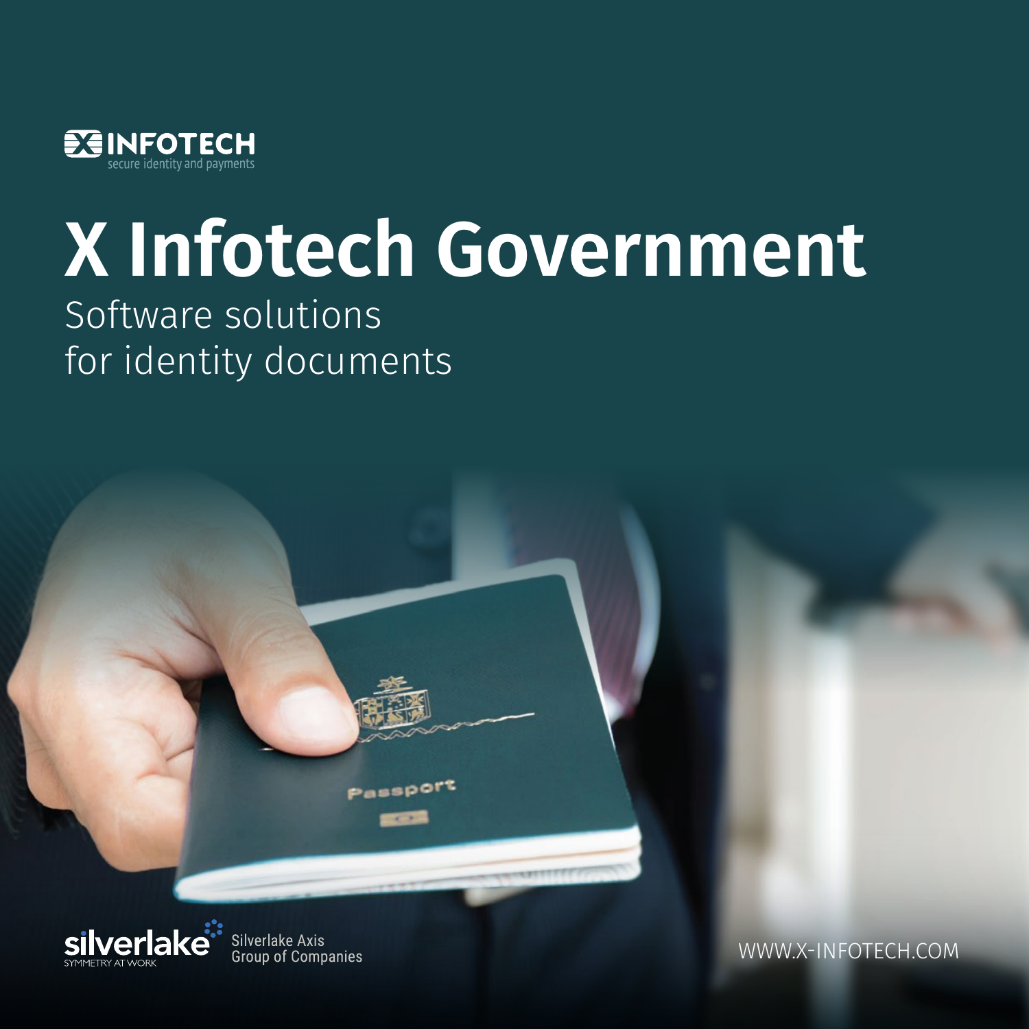X INFOTECH
secure identity and payments

# X Infotech Government

Software solutions
for identity documents

silverlake
SYMMETRY AT WORK

Silverlake Axis
Group of Companies

WWW.X-INFOTECH.COM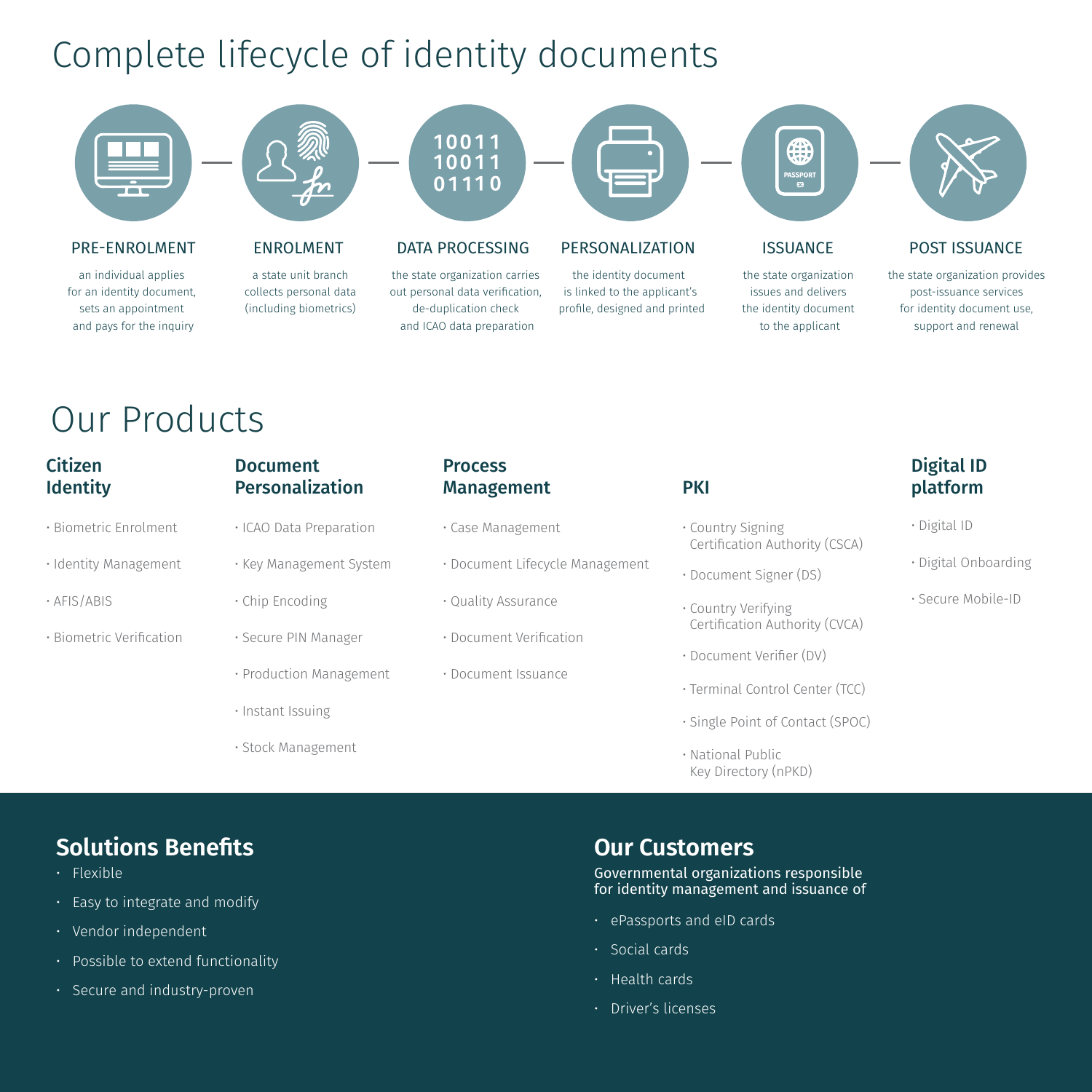# Complete lifecycle of identity documents

### PRE-ENROLMENT

an individual applies for an identity document, sets an appointment and pays for the inquiry

### ENROLMENT

a state unit branch collects personal data (including biometrics)

### DATA PROCESSING

the state organization carries out personal data verification, de-duplication check and ICAO data preparation

### PERSONALIZATION

the identity document is linked to the applicant's profile, designed and printed

### ISSUANCE

the state organization issues and delivers the identity document to the applicant

### POST ISSUANCE

the state organization provides post-issuance services for identity document use, support and renewal

# Our Products

### Citizen Identity

- Biometric Enrolment
- Identity Management
- AFIS/ABIS
- Biometric Verification

### Document Personalization

- ICAO Data Preparation
- Key Management System
- Chip Encoding
- Secure PIN Manager
- Production Management
- Instant Issuing
- Stock Management

### Process Management

- Case Management
- Document Lifecycle Management
- Quality Assurance
- Document Verification
- Document Issuance

### PKI

- Country Signing Certification Authority (CSCA)
- Document Signer (DS)
- Country Verifying Certification Authority (CVCA)
- Document Verifier (DV)
- Terminal Control Center (TCC)
- Single Point of Contact (SPOC)
- National Public Key Directory (nPKD)

### Digital ID platform

- Digital ID
- Digital Onboarding
- Secure Mobile-ID

## Solutions Benefits

- Flexible
- Easy to integrate and modify
- Vendor independent
- Possible to extend functionality
- Secure and industry-proven

## Our Customers

Governmental organizations responsible for identity management and issuance of

- ePassports and eID cards
- Social cards
- Health cards
- Driver's licenses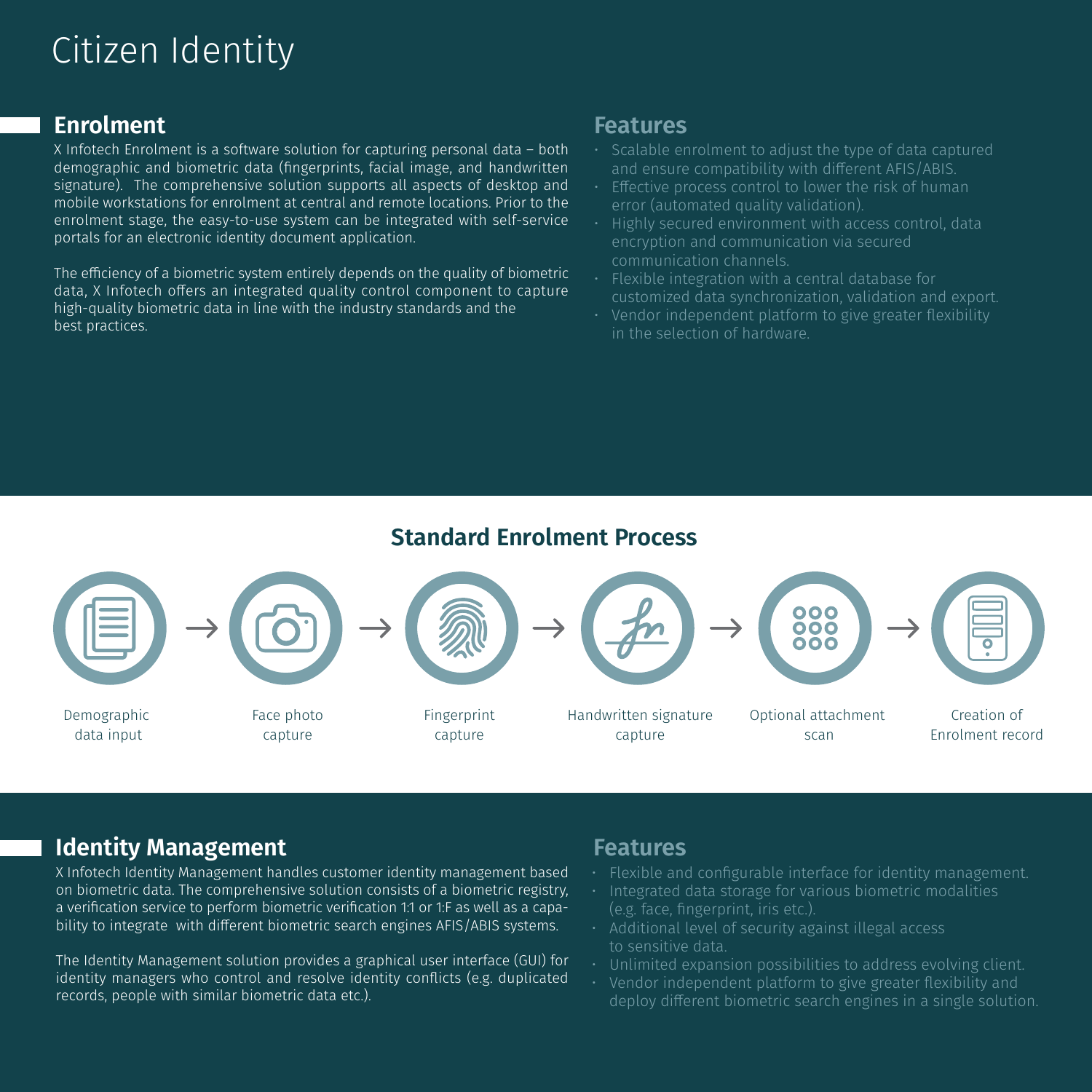# Citizen Identity

## Enrolment

X Infotech Enrolment is a software solution for capturing personal data – both demographic and biometric data (fingerprints, facial image, and handwritten signature). The comprehensive solution supports all aspects of desktop and mobile workstations for enrolment at central and remote locations. Prior to the enrolment stage, the easy-to-use system can be integrated with self-service portals for an electronic identity document application.

The efficiency of a biometric system entirely depends on the quality of biometric data, X Infotech offers an integrated quality control component to capture high-quality biometric data in line with the industry standards and the best practices.

### Features

- Scalable enrolment to adjust the type of data captured and ensure compatibility with different AFIS/ABIS.
- Effective process control to lower the risk of human error (automated quality validation).
- Highly secured environment with access control, data encryption and communication via secured communication channels.
- Flexible integration with a central database for customized data synchronization, validation and export.
- Vendor independent platform to give greater flexibility in the selection of hardware.

## Standard Enrolment Process

Demographic data input → Face photo capture → Fingerprint capture → Handwritten signature capture → Optional attachment scan → Creation of Enrolment record

## Identity Management

X Infotech Identity Management handles customer identity management based on biometric data. The comprehensive solution consists of a biometric registry, a verification service to perform biometric verification 1:1 or 1:F as well as a capability to integrate with different biometric search engines AFIS/ABIS systems.

The Identity Management solution provides a graphical user interface (GUI) for identity managers who control and resolve identity conflicts (e.g. duplicated records, people with similar biometric data etc.).

### Features

- Flexible and configurable interface for identity management.
- Integrated data storage for various biometric modalities (e.g. face, fingerprint, iris etc.).
- Additional level of security against illegal access to sensitive data.
- Unlimited expansion possibilities to address evolving client.
- Vendor independent platform to give greater flexibility and deploy different biometric search engines in a single solution.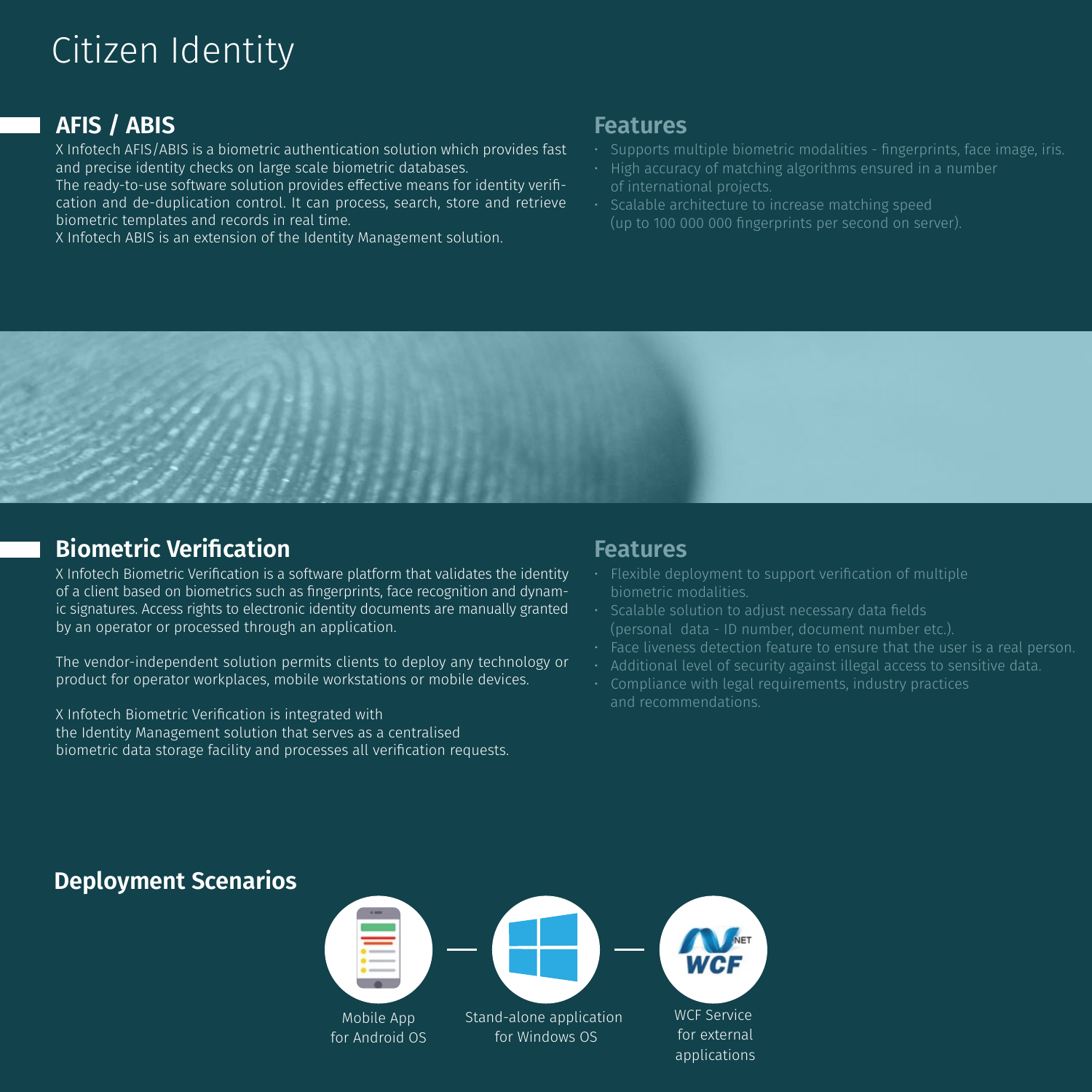# Citizen Identity

## AFIS / ABIS

X Infotech AFIS/ABIS is a biometric authentication solution which provides fast and precise identity checks on large scale biometric databases.
The ready-to-use software solution provides effective means for identity verification and de-duplication control. It can process, search, store and retrieve biometric templates and records in real time.
X Infotech ABIS is an extension of the Identity Management solution.

### Features

- Supports multiple biometric modalities - fingerprints, face image, iris.
- High accuracy of matching algorithms ensured in a number of international projects.
- Scalable architecture to increase matching speed (up to 100 000 000 fingerprints per second on server).

## Biometric Verification

X Infotech Biometric Verification is a software platform that validates the identity of a client based on biometrics such as fingerprints, face recognition and dynamic signatures. Access rights to electronic identity documents are manually granted by an operator or processed through an application.

The vendor-independent solution permits clients to deploy any technology or product for operator workplaces, mobile workstations or mobile devices.

X Infotech Biometric Verification is integrated with the Identity Management solution that serves as a centralised biometric data storage facility and processes all verification requests.

### Features

- Flexible deployment to support verification of multiple biometric modalities.
- Scalable solution to adjust necessary data fields (personal data - ID number, document number etc.).
- Face liveness detection feature to ensure that the user is a real person.
- Additional level of security against illegal access to sensitive data.
- Compliance with legal requirements, industry practices and recommendations.

## Deployment Scenarios

Mobile App for Android OS — Stand-alone application for Windows OS — WCF Service for external applications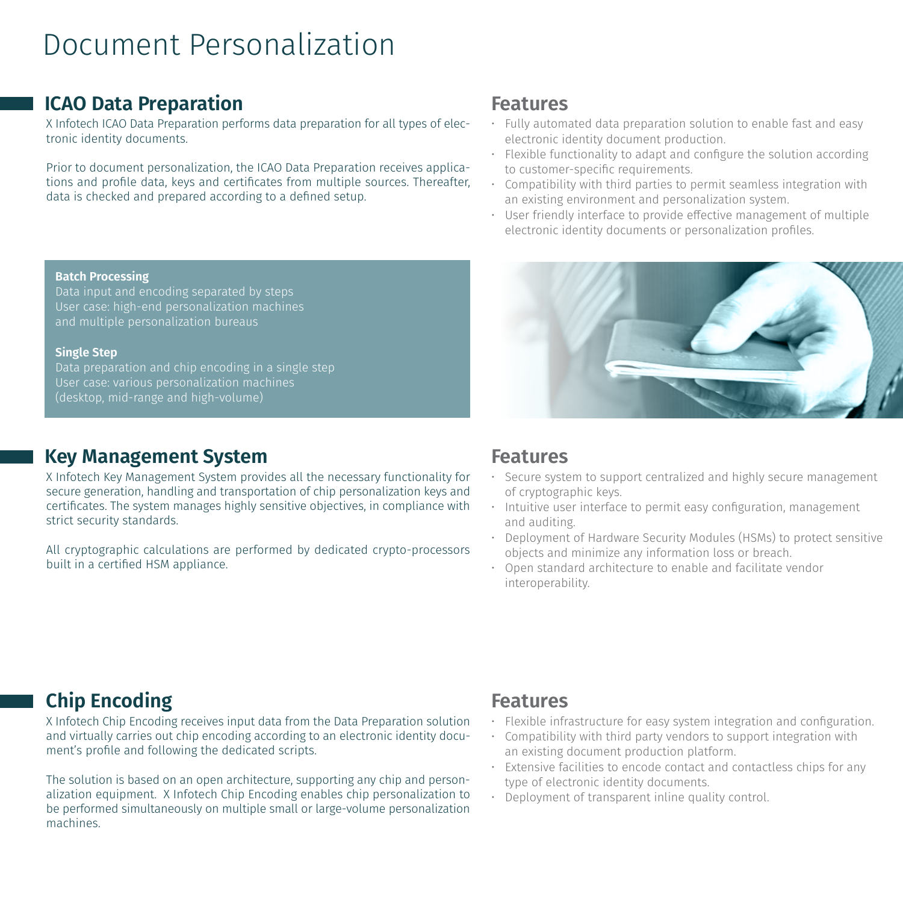# Document Personalization

## ICAO Data Preparation

X Infotech ICAO Data Preparation performs data preparation for all types of electronic identity documents.

Prior to document personalization, the ICAO Data Preparation receives applications and profile data, keys and certificates from multiple sources. Thereafter, data is checked and prepared according to a defined setup.

### Features

- Fully automated data preparation solution to enable fast and easy electronic identity document production.
- Flexible functionality to adapt and configure the solution according to customer-specific requirements.
- Compatibility with third parties to permit seamless integration with an existing environment and personalization system.
- User friendly interface to provide effective management of multiple electronic identity documents or personalization profiles.

**Batch Processing**
Data input and encoding separated by steps
User case: high-end personalization machines and multiple personalization bureaus

**Single Step**
Data preparation and chip encoding in a single step
User case: various personalization machines (desktop, mid-range and high-volume)

## Key Management System

X Infotech Key Management System provides all the necessary functionality for secure generation, handling and transportation of chip personalization keys and certificates. The system manages highly sensitive objectives, in compliance with strict security standards.

All cryptographic calculations are performed by dedicated crypto-processors built in a certified HSM appliance.

### Features

- Secure system to support centralized and highly secure management of cryptographic keys.
- Intuitive user interface to permit easy configuration, management and auditing.
- Deployment of Hardware Security Modules (HSMs) to protect sensitive objects and minimize any information loss or breach.
- Open standard architecture to enable and facilitate vendor interoperability.

## Chip Encoding

X Infotech Chip Encoding receives input data from the Data Preparation solution and virtually carries out chip encoding according to an electronic identity document's profile and following the dedicated scripts.

The solution is based on an open architecture, supporting any chip and personalization equipment. X Infotech Chip Encoding enables chip personalization to be performed simultaneously on multiple small or large-volume personalization machines.

### Features

- Flexible infrastructure for easy system integration and configuration.
- Compatibility with third party vendors to support integration with an existing document production platform.
- Extensive facilities to encode contact and contactless chips for any type of electronic identity documents.
- Deployment of transparent inline quality control.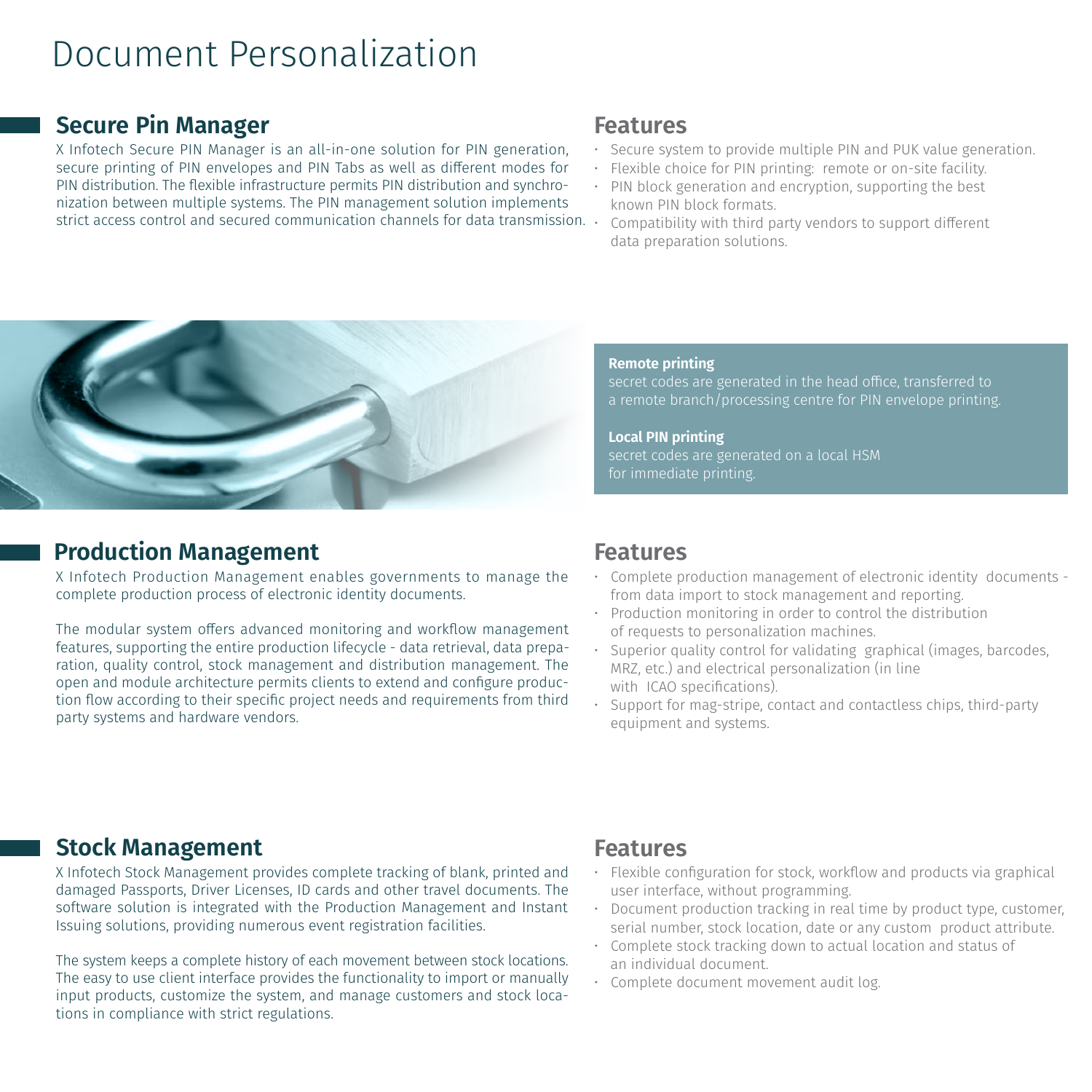# Document Personalization

## Secure Pin Manager

X Infotech Secure PIN Manager is an all-in-one solution for PIN generation, secure printing of PIN envelopes and PIN Tabs as well as different modes for PIN distribution. The flexible infrastructure permits PIN distribution and synchronization between multiple systems. The PIN management solution implements strict access control and secured communication channels for data transmission.

### Features

- Secure system to provide multiple PIN and PUK value generation.
- Flexible choice for PIN printing: remote or on-site facility.
- PIN block generation and encryption, supporting the best known PIN block formats.
- Compatibility with third party vendors to support different data preparation solutions.

**Remote printing**
secret codes are generated in the head office, transferred to a remote branch/processing centre for PIN envelope printing.

**Local PIN printing**
secret codes are generated on a local HSM for immediate printing.

## Production Management

X Infotech Production Management enables governments to manage the complete production process of electronic identity documents.

The modular system offers advanced monitoring and workflow management features, supporting the entire production lifecycle - data retrieval, data preparation, quality control, stock management and distribution management. The open and module architecture permits clients to extend and configure production flow according to their specific project needs and requirements from third party systems and hardware vendors.

### Features

- Complete production management of electronic identity documents - from data import to stock management and reporting.
- Production monitoring in order to control the distribution of requests to personalization machines.
- Superior quality control for validating graphical (images, barcodes, MRZ, etc.) and electrical personalization (in line with ICAO specifications).
- Support for mag-stripe, contact and contactless chips, third-party equipment and systems.

## Stock Management

X Infotech Stock Management provides complete tracking of blank, printed and damaged Passports, Driver Licenses, ID cards and other travel documents. The software solution is integrated with the Production Management and Instant Issuing solutions, providing numerous event registration facilities.

The system keeps a complete history of each movement between stock locations. The easy to use client interface provides the functionality to import or manually input products, customize the system, and manage customers and stock locations in compliance with strict regulations.

### Features

- Flexible configuration for stock, workflow and products via graphical user interface, without programming.
- Document production tracking in real time by product type, customer, serial number, stock location, date or any custom product attribute.
- Complete stock tracking down to actual location and status of an individual document.
- Complete document movement audit log.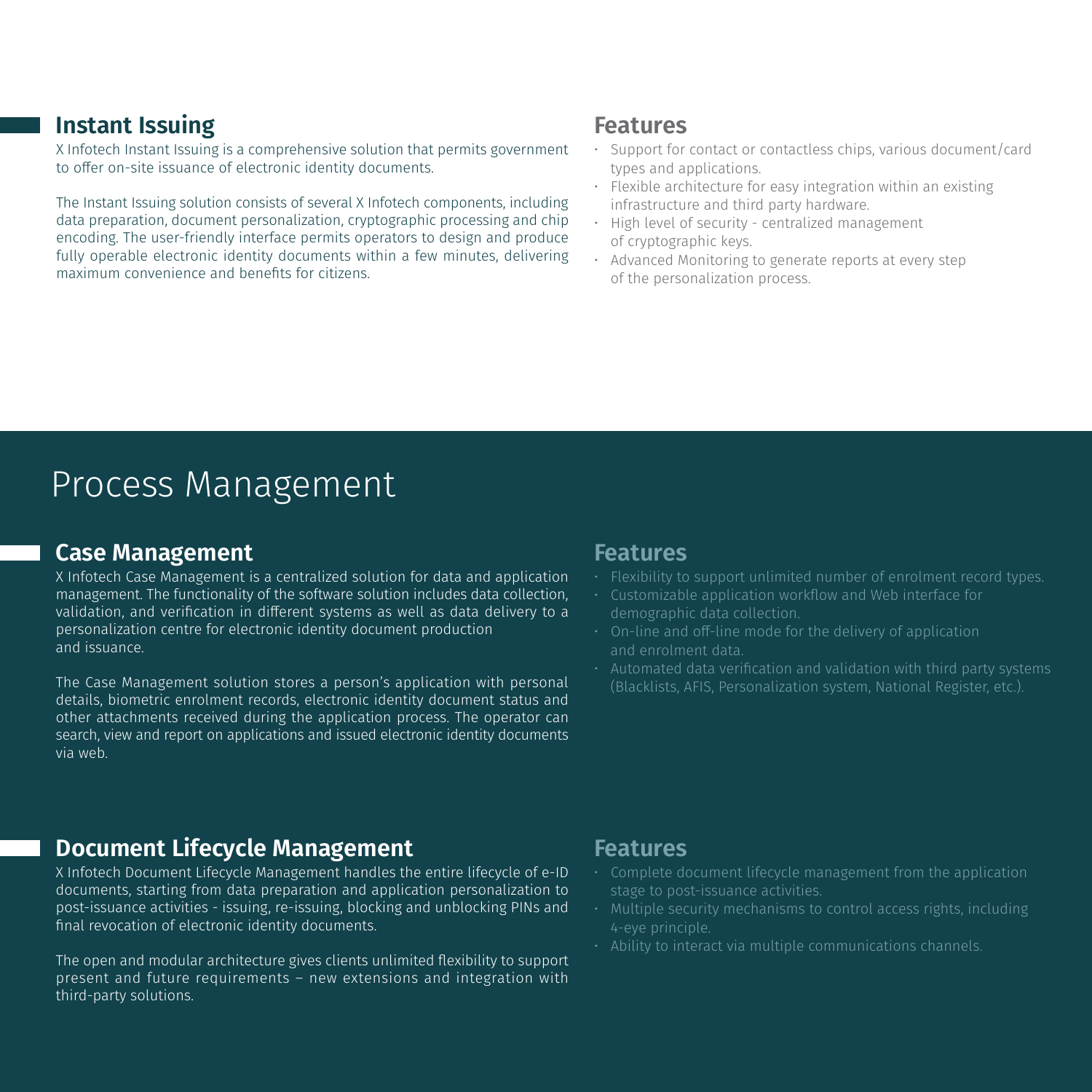## Instant Issuing

X Infotech Instant Issuing is a comprehensive solution that permits government to offer on-site issuance of electronic identity documents.

The Instant Issuing solution consists of several X Infotech components, including data preparation, document personalization, cryptographic processing and chip encoding. The user-friendly interface permits operators to design and produce fully operable electronic identity documents within a few minutes, delivering maximum convenience and benefits for citizens.

### Features

- Support for contact or contactless chips, various document/card types and applications.
- Flexible architecture for easy integration within an existing infrastructure and third party hardware.
- High level of security - centralized management of cryptographic keys.
- Advanced Monitoring to generate reports at every step of the personalization process.

# Process Management

## Case Management

X Infotech Case Management is a centralized solution for data and application management. The functionality of the software solution includes data collection, validation, and verification in different systems as well as data delivery to a personalization centre for electronic identity document production and issuance.

The Case Management solution stores a person's application with personal details, biometric enrolment records, electronic identity document status and other attachments received during the application process. The operator can search, view and report on applications and issued electronic identity documents via web.

### Features

- Flexibility to support unlimited number of enrolment record types.
- Customizable application workflow and Web interface for demographic data collection.
- On-line and off-line mode for the delivery of application and enrolment data.
- Automated data verification and validation with third party systems (Blacklists, AFIS, Personalization system, National Register, etc.).

## Document Lifecycle Management

X Infotech Document Lifecycle Management handles the entire lifecycle of e-ID documents, starting from data preparation and application personalization to post-issuance activities - issuing, re-issuing, blocking and unblocking PINs and final revocation of electronic identity documents.

The open and modular architecture gives clients unlimited flexibility to support present and future requirements – new extensions and integration with third-party solutions.

### Features

- Complete document lifecycle management from the application stage to post-issuance activities.
- Multiple security mechanisms to control access rights, including 4-eye principle.
- Ability to interact via multiple communications channels.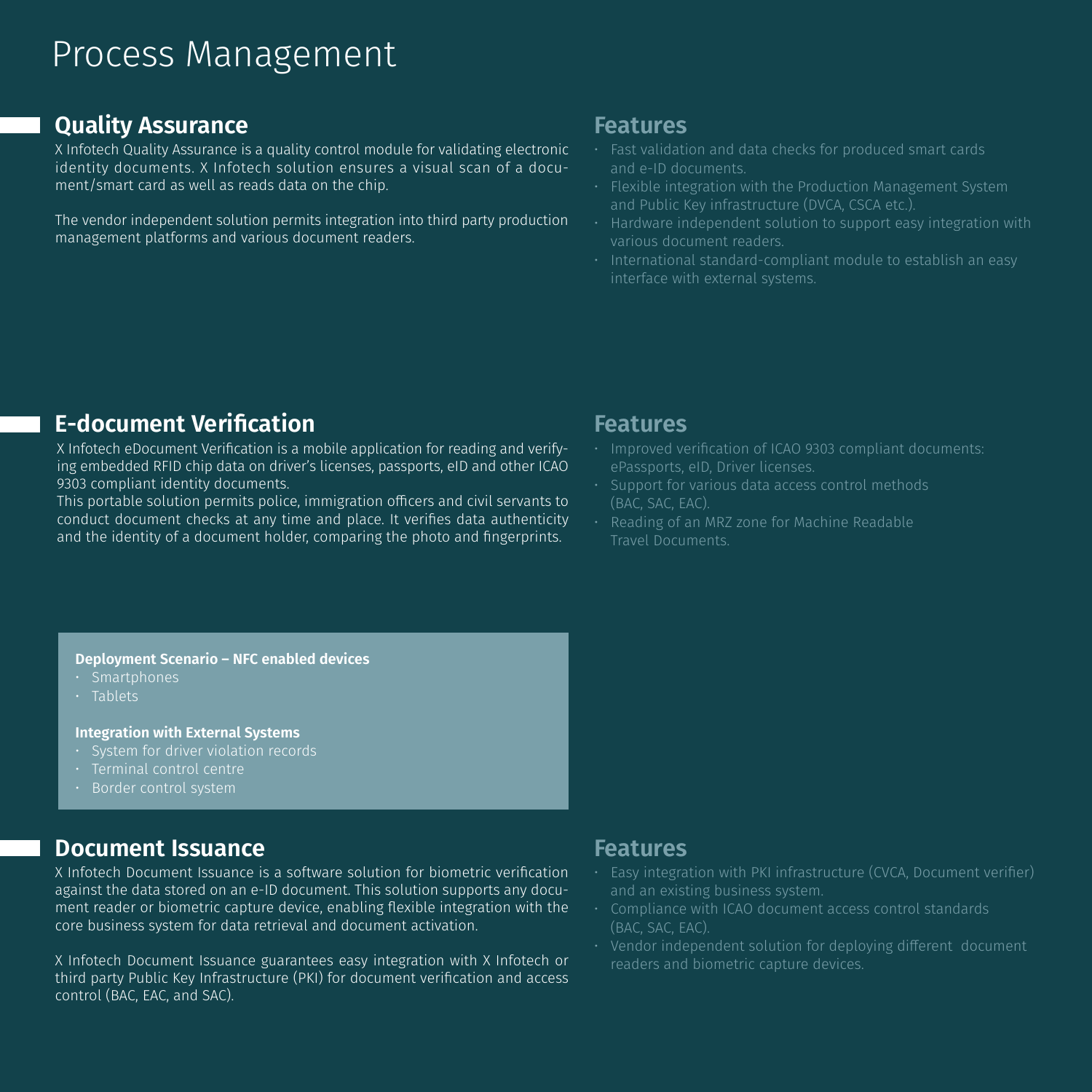# Process Management

## Quality Assurance

X Infotech Quality Assurance is a quality control module for validating electronic identity documents. X Infotech solution ensures a visual scan of a document/smart card as well as reads data on the chip.

The vendor independent solution permits integration into third party production management platforms and various document readers.

### Features

- Fast validation and data checks for produced smart cards and e-ID documents.
- Flexible integration with the Production Management System and Public Key infrastructure (DVCA, CSCA etc.).
- Hardware independent solution to support easy integration with various document readers.
- International standard-compliant module to establish an easy interface with external systems.

## E-document Verification

X Infotech eDocument Verification is a mobile application for reading and verifying embedded RFID chip data on driver's licenses, passports, eID and other ICAO 9303 compliant identity documents.
This portable solution permits police, immigration officers and civil servants to conduct document checks at any time and place. It verifies data authenticity and the identity of a document holder, comparing the photo and fingerprints.

### Features

- Improved verification of ICAO 9303 compliant documents: ePassports, eID, Driver licenses.
- Support for various data access control methods (BAC, SAC, EAC).
- Reading of an MRZ zone for Machine Readable Travel Documents.

**Deployment Scenario – NFC enabled devices**

- Smartphones
- Tablets

**Integration with External Systems**

- System for driver violation records
- Terminal control centre
- Border control system

## Document Issuance

X Infotech Document Issuance is a software solution for biometric verification against the data stored on an e-ID document. This solution supports any document reader or biometric capture device, enabling flexible integration with the core business system for data retrieval and document activation.

X Infotech Document Issuance guarantees easy integration with X Infotech or third party Public Key Infrastructure (PKI) for document verification and access control (BAC, EAC, and SAC).

### Features

- Easy integration with PKI infrastructure (CVCA, Document verifier) and an existing business system.
- Compliance with ICAO document access control standards (BAC, SAC, EAC).
- Vendor independent solution for deploying different document readers and biometric capture devices.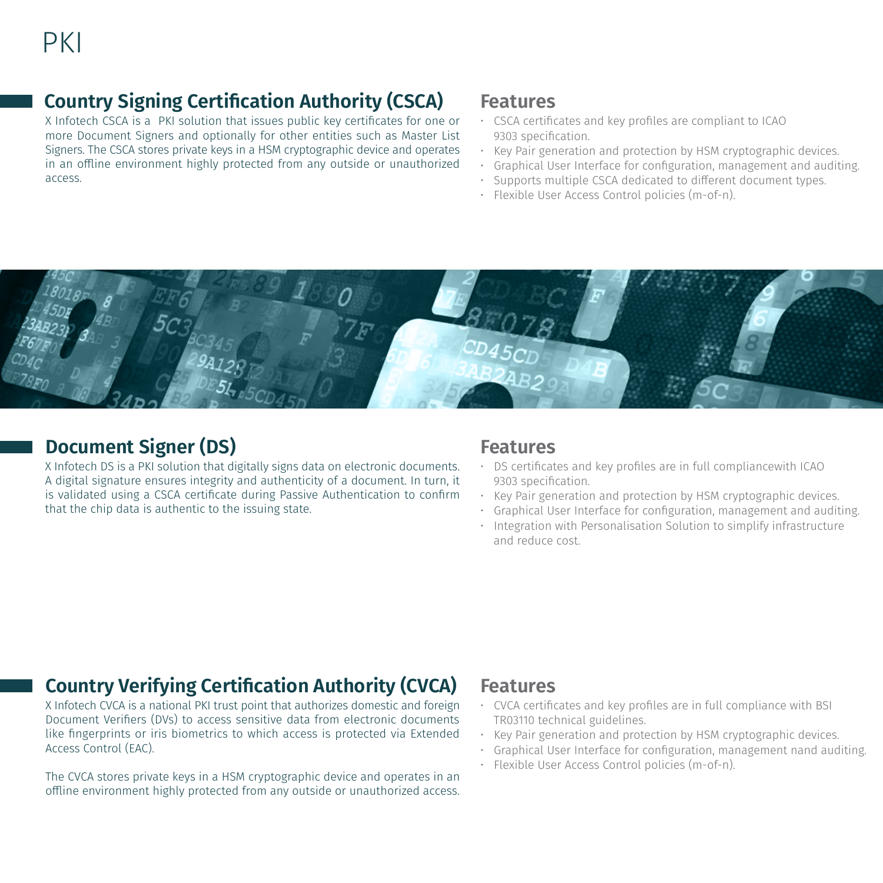# PKI

## Country Signing Certification Authority (CSCA)

X Infotech CSCA is a PKI solution that issues public key certificates for one or more Document Signers and optionally for other entities such as Master List Signers. The CSCA stores private keys in a HSM cryptographic device and operates in an offline environment highly protected from any outside or unauthorized access.

### Features

- CSCA certificates and key profiles are compliant to ICAO 9303 specification.
- Key Pair generation and protection by HSM cryptographic devices.
- Graphical User Interface for configuration, management and auditing.
- Supports multiple CSCA dedicated to different document types.
- Flexible User Access Control policies (m-of-n).

## Document Signer (DS)

X Infotech DS is a PKI solution that digitally signs data on electronic documents. A digital signature ensures integrity and authenticity of a document. In turn, it is validated using a CSCA certificate during Passive Authentication to confirm that the chip data is authentic to the issuing state.

### Features

- DS certificates and key profiles are in full compliancewith ICAO 9303 specification.
- Key Pair generation and protection by HSM cryptographic devices.
- Graphical User Interface for configuration, management and auditing.
- Integration with Personalisation Solution to simplify infrastructure and reduce cost.

## Country Verifying Certification Authority (CVCA)

X Infotech CVCA is a national PKI trust point that authorizes domestic and foreign Document Verifiers (DVs) to access sensitive data from electronic documents like fingerprints or iris biometrics to which access is protected via Extended Access Control (EAC).

The CVCA stores private keys in a HSM cryptographic device and operates in an offline environment highly protected from any outside or unauthorized access.

### Features

- CVCA certificates and key profiles are in full compliance with BSI TR03110 technical guidelines.
- Key Pair generation and protection by HSM cryptographic devices.
- Graphical User Interface for configuration, management nand auditing.
- Flexible User Access Control policies (m-of-n).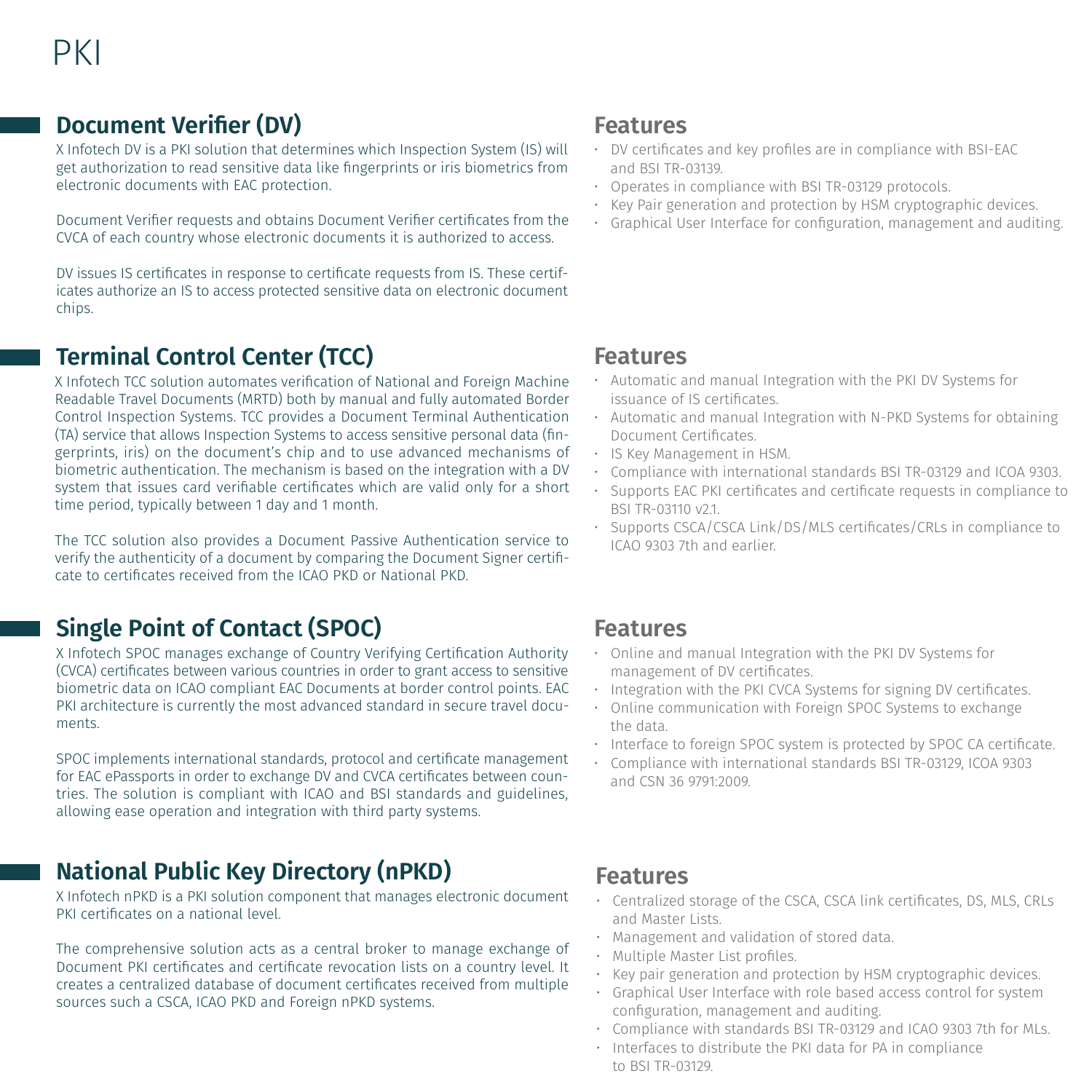# PKI

## Document Verifier (DV)

X Infotech DV is a PKI solution that determines which Inspection System (IS) will get authorization to read sensitive data like fingerprints or iris biometrics from electronic documents with EAC protection.

Document Verifier requests and obtains Document Verifier certificates from the CVCA of each country whose electronic documents it is authorized to access.

DV issues IS certificates in response to certificate requests from IS. These certificates authorize an IS to access protected sensitive data on electronic document chips.

### Features

- DV certificates and key profiles are in compliance with BSI-EAC and BSI TR-03139.
- Operates in compliance with BSI TR-03129 protocols.
- Key Pair generation and protection by HSM cryptographic devices.
- Graphical User Interface for configuration, management and auditing.

## Terminal Control Center (TCC)

X Infotech TCC solution automates verification of National and Foreign Machine Readable Travel Documents (MRTD) both by manual and fully automated Border Control Inspection Systems. TCC provides a Document Terminal Authentication (TA) service that allows Inspection Systems to access sensitive personal data (fingerprints, iris) on the document's chip and to use advanced mechanisms of biometric authentication. The mechanism is based on the integration with a DV system that issues card verifiable certificates which are valid only for a short time period, typically between 1 day and 1 month.

The TCC solution also provides a Document Passive Authentication service to verify the authenticity of a document by comparing the Document Signer certificate to certificates received from the ICAO PKD or National PKD.

### Features

- Automatic and manual Integration with the PKI DV Systems for issuance of IS certificates.
- Automatic and manual Integration with N-PKD Systems for obtaining Document Certificates.
- IS Key Management in HSM.
- Compliance with international standards BSI TR-03129 and ICOA 9303.
- Supports EAC PKI certificates and certificate requests in compliance to BSI TR-03110 v2.1.
- Supports CSCA/CSCA Link/DS/MLS certificates/CRLs in compliance to ICAO 9303 7th and earlier.

## Single Point of Contact (SPOC)

X Infotech SPOC manages exchange of Country Verifying Certification Authority (CVCA) certificates between various countries in order to grant access to sensitive biometric data on ICAO compliant EAC Documents at border control points. EAC PKI architecture is currently the most advanced standard in secure travel documents.

SPOC implements international standards, protocol and certificate management for EAC ePassports in order to exchange DV and CVCA certificates between countries. The solution is compliant with ICAO and BSI standards and guidelines, allowing ease operation and integration with third party systems.

### Features

- Online and manual Integration with the PKI DV Systems for management of DV certificates.
- Integration with the PKI CVCA Systems for signing DV certificates.
- Online communication with Foreign SPOC Systems to exchange the data.
- Interface to foreign SPOC system is protected by SPOC CA certificate.
- Compliance with international standards BSI TR-03129, ICOA 9303 and CSN 36 9791:2009.

## National Public Key Directory (nPKD)

X Infotech nPKD is a PKI solution component that manages electronic document PKI certificates on a national level.

The comprehensive solution acts as a central broker to manage exchange of Document PKI certificates and certificate revocation lists on a country level. It creates a centralized database of document certificates received from multiple sources such a CSCA, ICAO PKD and Foreign nPKD systems.

### Features

- Centralized storage of the CSCA, CSCA link certificates, DS, MLS, CRLs and Master Lists.
- Management and validation of stored data.
- Multiple Master List profiles.
- Key pair generation and protection by HSM cryptographic devices.
- Graphical User Interface with role based access control for system configuration, management and auditing.
- Compliance with standards BSI TR-03129 and ICAO 9303 7th for MLs.
- Interfaces to distribute the PKI data for PA in compliance to BSI TR-03129.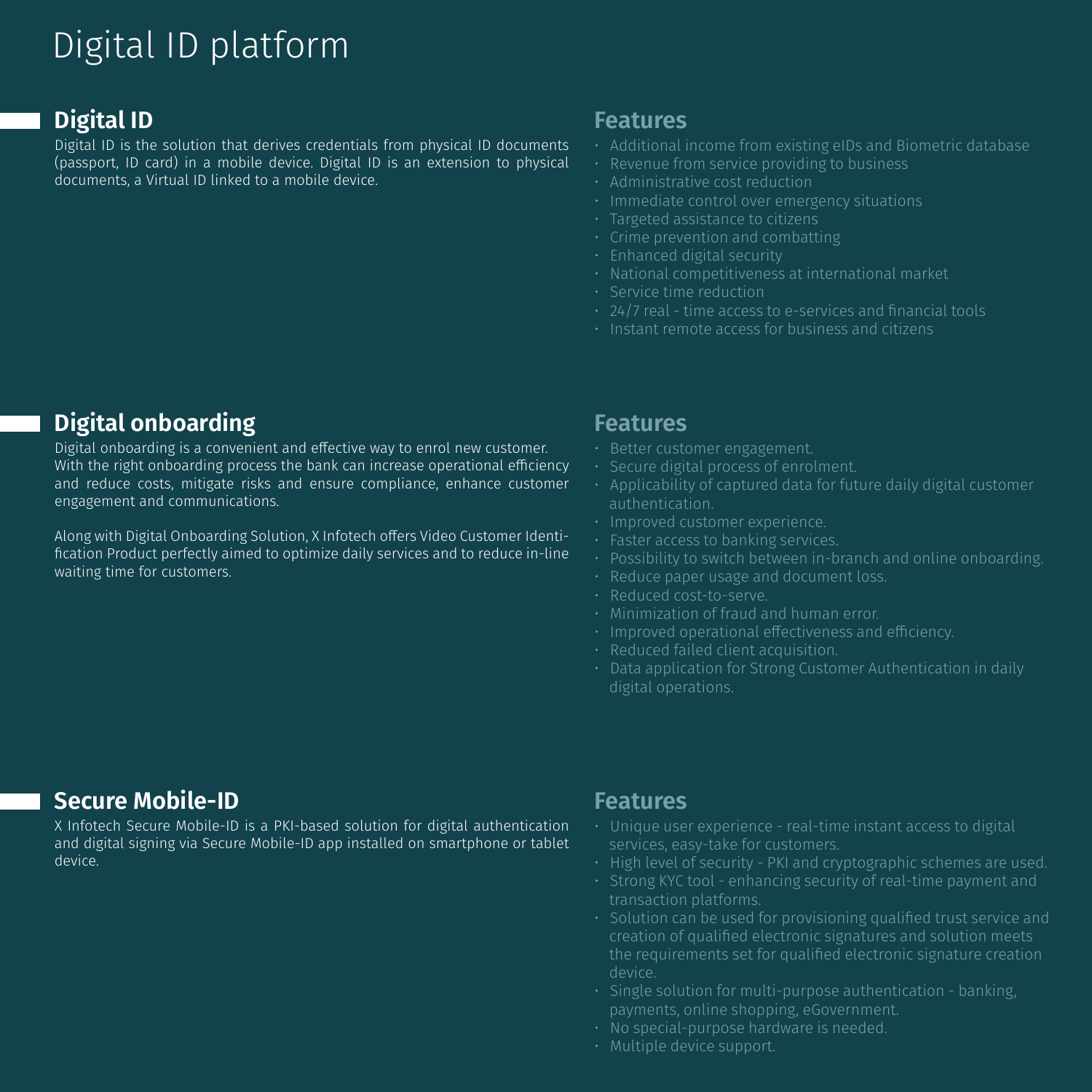# Digital ID platform

## Digital ID

Digital ID is the solution that derives credentials from physical ID documents (passport, ID card) in a mobile device. Digital ID is an extension to physical documents, a Virtual ID linked to a mobile device.

### Features

- Additional income from existing eIDs and Biometric database
- Revenue from service providing to business
- Administrative cost reduction
- Immediate control over emergency situations
- Targeted assistance to citizens
- Crime prevention and combatting
- Enhanced digital security
- National competitiveness at international market
- Service time reduction
- 24/7 real - time access to e-services and financial tools
- Instant remote access for business and citizens

## Digital onboarding

Digital onboarding is a convenient and effective way to enrol new customer. With the right onboarding process the bank can increase operational efficiency and reduce costs, mitigate risks and ensure compliance, enhance customer engagement and communications.

Along with Digital Onboarding Solution, X Infotech offers Video Customer Identification Product perfectly aimed to optimize daily services and to reduce in-line waiting time for customers.

### Features

- Better customer engagement.
- Secure digital process of enrolment.
- Applicability of captured data for future daily digital customer authentication.
- Improved customer experience.
- Faster access to banking services.
- Possibility to switch between in-branch and online onboarding.
- Reduce paper usage and document loss.
- Reduced cost-to-serve.
- Minimization of fraud and human error.
- Improved operational effectiveness and efficiency.
- Reduced failed client acquisition.
- Data application for Strong Customer Authentication in daily digital operations.

## Secure Mobile-ID

X Infotech Secure Mobile-ID is a PKI-based solution for digital authentication and digital signing via Secure Mobile-ID app installed on smartphone or tablet device.

### Features

- Unique user experience - real-time instant access to digital services, easy-take for customers.
- High level of security - PKI and cryptographic schemes are used.
- Strong KYC tool - enhancing security of real-time payment and transaction platforms.
- Solution can be used for provisioning qualified trust service and creation of qualified electronic signatures and solution meets the requirements set for qualified electronic signature creation device.
- Single solution for multi-purpose authentication - banking, payments, online shopping, eGovernment.
- No special-purpose hardware is needed.
- Multiple device support.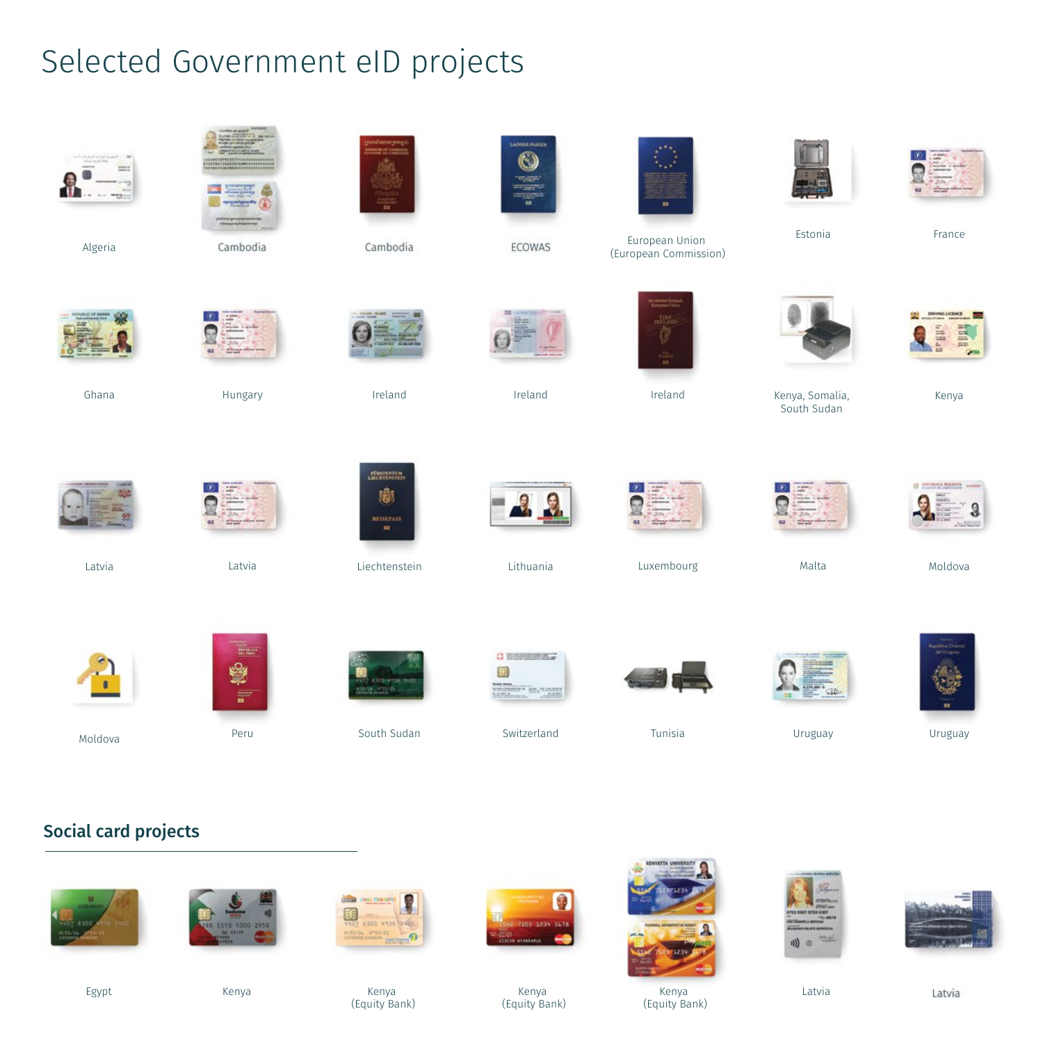# Selected Government eID projects

Algeria

Cambodia

Cambodia

ECOWAS

European Union
(European Commission)

Estonia

France

Ghana

Hungary

Ireland

Ireland

Ireland

Kenya, Somalia,
South Sudan

Kenya

Latvia

Latvia

Liechtenstein

Lithuania

Luxembourg

Malta

Moldova

Moldova

Peru

South Sudan

Switzerland

Tunisia

Uruguay

Uruguay

## Social card projects

Egypt

Kenya

Kenya
(Equity Bank)

Kenya
(Equity Bank)

Kenya
(Equity Bank)

Latvia

Latvia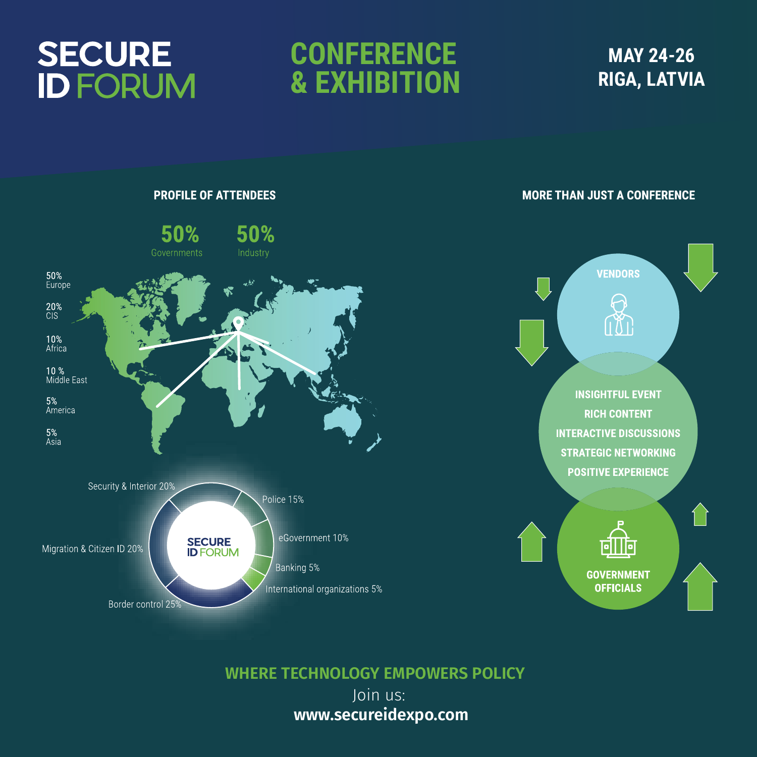# SECURE ID FORUM

## CONFERENCE & EXHIBITION

**MAY 24-26**
**RIGA, LATVIA**

### PROFILE OF ATTENDEES

50%
Governments

50%
Industry

50%
Europe

20%
CIS

10%
Africa

10 %
Middle East

5%
America

5%
Asia

Security & Interior 20%

Police 15%

eGovernment 10%

Banking 5%

International organizations 5%

Border control 25%

Migration & Citizen ID 20%

SECURE ID FORUM

### MORE THAN JUST A CONFERENCE

VENDORS

INSIGHTFUL EVENT
RICH CONTENT
INTERACTIVE DISCUSSIONS
STRATEGIC NETWORKING
POSITIVE EXPERIENCE

GOVERNMENT OFFICIALS

**WHERE TECHNOLOGY EMPOWERS POLICY**

Join us:

**www.secureidexpo.com**